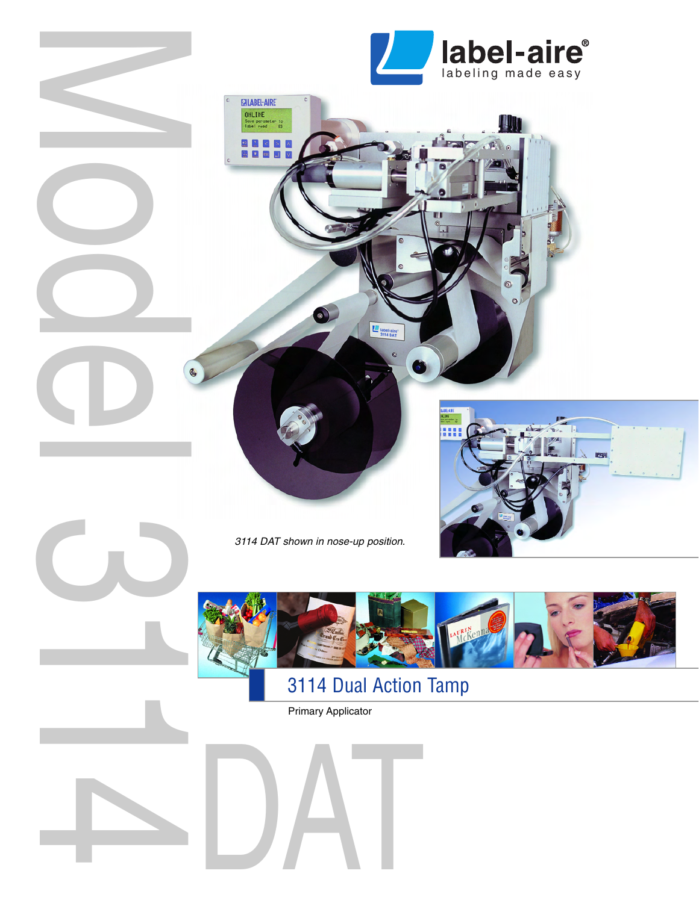# Model 3114 DAT

label-aire®
labeling made easy

*3114 DAT shown in nose-up position.*

## 3114 Dual Action Tamp

Primary Applicator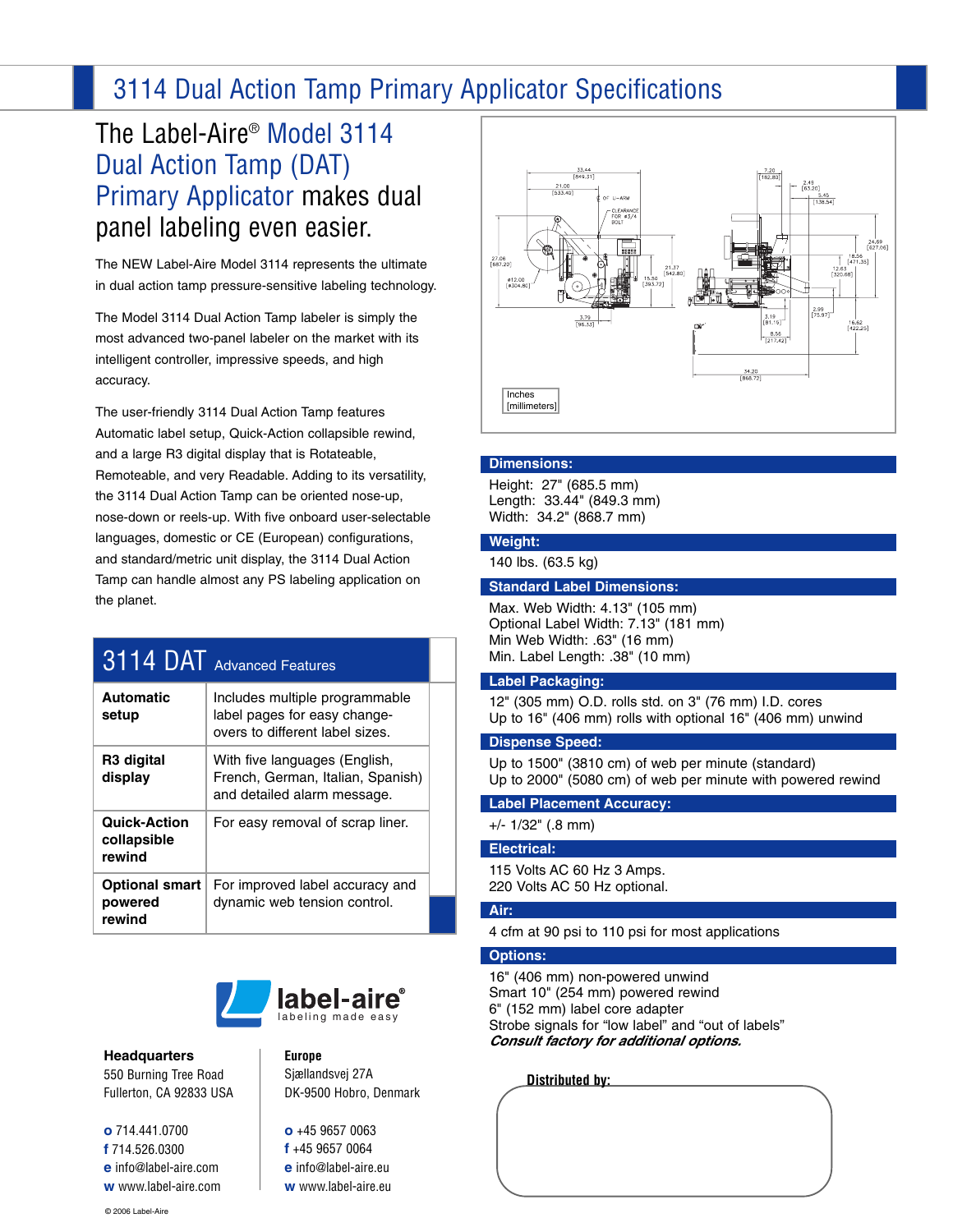# 3114 Dual Action Tamp Primary Applicator Specifications

## The Label-Aire® Model 3114 Dual Action Tamp (DAT) Primary Applicator makes dual panel labeling even easier.

The NEW Label-Aire Model 3114 represents the ultimate in dual action tamp pressure-sensitive labeling technology.

The Model 3114 Dual Action Tamp labeler is simply the most advanced two-panel labeler on the market with its intelligent controller, impressive speeds, and high accuracy.

The user-friendly 3114 Dual Action Tamp features Automatic label setup, Quick-Action collapsible rewind, and a large R3 digital display that is Rotateable, Remoteable, and very Readable. Adding to its versatility, the 3114 Dual Action Tamp can be oriented nose-up, nose-down or reels-up. With five onboard user-selectable languages, domestic or CE (European) configurations, and standard/metric unit display, the 3114 Dual Action Tamp can handle almost any PS labeling application on the planet.

### 3114 DAT Advanced Features

| | |
|---|---|
| **Automatic setup** | Includes multiple programmable label pages for easy change-overs to different label sizes. |
| **R3 digital display** | With five languages (English, French, German, Italian, Spanish) and detailed alarm message. |
| **Quick-Action collapsible rewind** | For easy removal of scrap liner. |
| **Optional smart powered rewind** | For improved label accuracy and dynamic web tension control. |

33.44 [849.31]
21.00 [533.40]
℄ OF U-ARM
CLEARANCE FOR #3/4 BOLT
27.06 [687.20]
⌀12.00 [304.80]
21.37 [542.80]
15.50 [393.72]
3.79 [96.33]
7.20 [182.80]
2.49 [63.20]
5.45 [138.54]
24.69 [627.06]
18.56 [471.35]
12.63 [320.68]
2.99 [75.97]
16.62 [422.25]
3.19 [81.15]
8.56 [217.42]
34.20 [868.72]
Inches [millimeters]

### Dimensions:

Height: 27" (685.5 mm)
Length: 33.44" (849.3 mm)
Width: 34.2" (868.7 mm)

### Weight:

140 lbs. (63.5 kg)

### Standard Label Dimensions:

Max. Web Width: 4.13" (105 mm)
Optional Label Width: 7.13" (181 mm)
Min Web Width: .63" (16 mm)
Min. Label Length: .38" (10 mm)

### Label Packaging:

12" (305 mm) O.D. rolls std. on 3" (76 mm) I.D. cores
Up to 16" (406 mm) rolls with optional 16" (406 mm) unwind

### Dispense Speed:

Up to 1500" (3810 cm) of web per minute (standard)
Up to 2000" (5080 cm) of web per minute with powered rewind

### Label Placement Accuracy:

+/- 1/32" (.8 mm)

### Electrical:

115 Volts AC 60 Hz 3 Amps.
220 Volts AC 50 Hz optional.

### Air:

4 cfm at 90 psi to 110 psi for most applications

### Options:

16" (406 mm) non-powered unwind
Smart 10" (254 mm) powered rewind
6" (152 mm) label core adapter
Strobe signals for "low label" and "out of labels"
***Consult factory for additional options.***

label-aire®
labeling made easy

**Headquarters**
550 Burning Tree Road
Fullerton, CA 92833 USA

**o** 714.441.0700
**f** 714.526.0300
**e** info@label-aire.com
**w** www.label-aire.com

**Europe**
Sjællandsvej 27A
DK-9500 Hobro, Denmark

**o** +45 9657 0063
**f** +45 9657 0064
**e** info@label-aire.eu
**w** www.label-aire.eu

**Distributed by:**

© 2006 Label-Aire